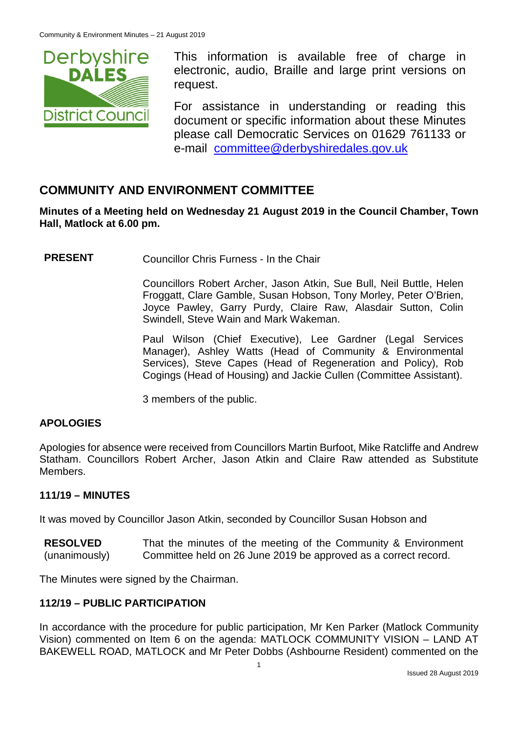This information is available free of charge in electronic, audio, Braille and large print versions on request.

For assistance in understanding or reading this document or specific information about these Minutes please call Democratic Services on 01629 761133 or e-mail committee@derbyshiredales.gov.uk

## COMMUNITY AND ENVIRONMENT COMMITTEE

**Minutes of a Meeting held on Wednesday 21 August 2019 in the Council Chamber, Town Hall, Matlock at 6.00 pm.**

**PRESENT** Councillor Chris Furness - In the Chair

Councillors Robert Archer, Jason Atkin, Sue Bull, Neil Buttle, Helen Froggatt, Clare Gamble, Susan Hobson, Tony Morley, Peter O'Brien, Joyce Pawley, Garry Purdy, Claire Raw, Alasdair Sutton, Colin Swindell, Steve Wain and Mark Wakeman.

Paul Wilson (Chief Executive), Lee Gardner (Legal Services Manager), Ashley Watts (Head of Community & Environmental Services), Steve Capes (Head of Regeneration and Policy), Rob Cogings (Head of Housing) and Jackie Cullen (Committee Assistant).

3 members of the public.

### APOLOGIES

Apologies for absence were received from Councillors Martin Burfoot, Mike Ratcliffe and Andrew Statham. Councillors Robert Archer, Jason Atkin and Claire Raw attended as Substitute Members.

### 111/19 – MINUTES

It was moved by Councillor Jason Atkin, seconded by Councillor Susan Hobson and

**RESOLVED** (unanimously) That the minutes of the meeting of the Community & Environment Committee held on 26 June 2019 be approved as a correct record.

The Minutes were signed by the Chairman.

### 112/19 – PUBLIC PARTICIPATION

In accordance with the procedure for public participation, Mr Ken Parker (Matlock Community Vision) commented on Item 6 on the agenda: MATLOCK COMMUNITY VISION – LAND AT BAKEWELL ROAD, MATLOCK and Mr Peter Dobbs (Ashbourne Resident) commented on the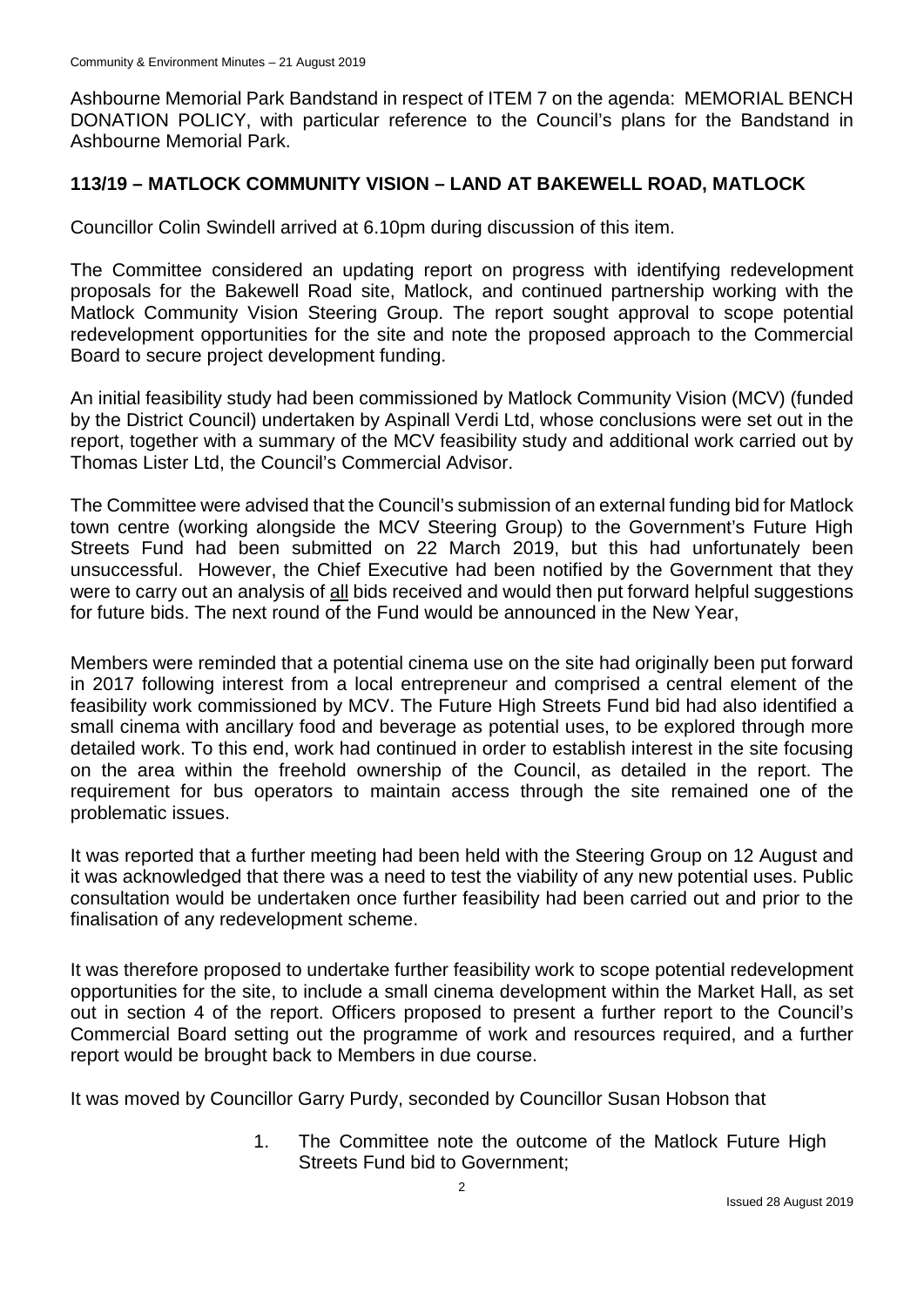Ashbourne Memorial Park Bandstand in respect of ITEM 7 on the agenda: MEMORIAL BENCH DONATION POLICY, with particular reference to the Council's plans for the Bandstand in Ashbourne Memorial Park.

## 113/19 – MATLOCK COMMUNITY VISION – LAND AT BAKEWELL ROAD, MATLOCK

Councillor Colin Swindell arrived at 6.10pm during discussion of this item.

The Committee considered an updating report on progress with identifying redevelopment proposals for the Bakewell Road site, Matlock, and continued partnership working with the Matlock Community Vision Steering Group. The report sought approval to scope potential redevelopment opportunities for the site and note the proposed approach to the Commercial Board to secure project development funding.

An initial feasibility study had been commissioned by Matlock Community Vision (MCV) (funded by the District Council) undertaken by Aspinall Verdi Ltd, whose conclusions were set out in the report, together with a summary of the MCV feasibility study and additional work carried out by Thomas Lister Ltd, the Council's Commercial Advisor.

The Committee were advised that the Council's submission of an external funding bid for Matlock town centre (working alongside the MCV Steering Group) to the Government's Future High Streets Fund had been submitted on 22 March 2019, but this had unfortunately been unsuccessful. However, the Chief Executive had been notified by the Government that they were to carry out an analysis of <u>all</u> bids received and would then put forward helpful suggestions for future bids. The next round of the Fund would be announced in the New Year,

Members were reminded that a potential cinema use on the site had originally been put forward in 2017 following interest from a local entrepreneur and comprised a central element of the feasibility work commissioned by MCV. The Future High Streets Fund bid had also identified a small cinema with ancillary food and beverage as potential uses, to be explored through more detailed work. To this end, work had continued in order to establish interest in the site focusing on the area within the freehold ownership of the Council, as detailed in the report. The requirement for bus operators to maintain access through the site remained one of the problematic issues.

It was reported that a further meeting had been held with the Steering Group on 12 August and it was acknowledged that there was a need to test the viability of any new potential uses. Public consultation would be undertaken once further feasibility had been carried out and prior to the finalisation of any redevelopment scheme.

It was therefore proposed to undertake further feasibility work to scope potential redevelopment opportunities for the site, to include a small cinema development within the Market Hall, as set out in section 4 of the report. Officers proposed to present a further report to the Council's Commercial Board setting out the programme of work and resources required, and a further report would be brought back to Members in due course.

It was moved by Councillor Garry Purdy, seconded by Councillor Susan Hobson that

1. The Committee note the outcome of the Matlock Future High Streets Fund bid to Government;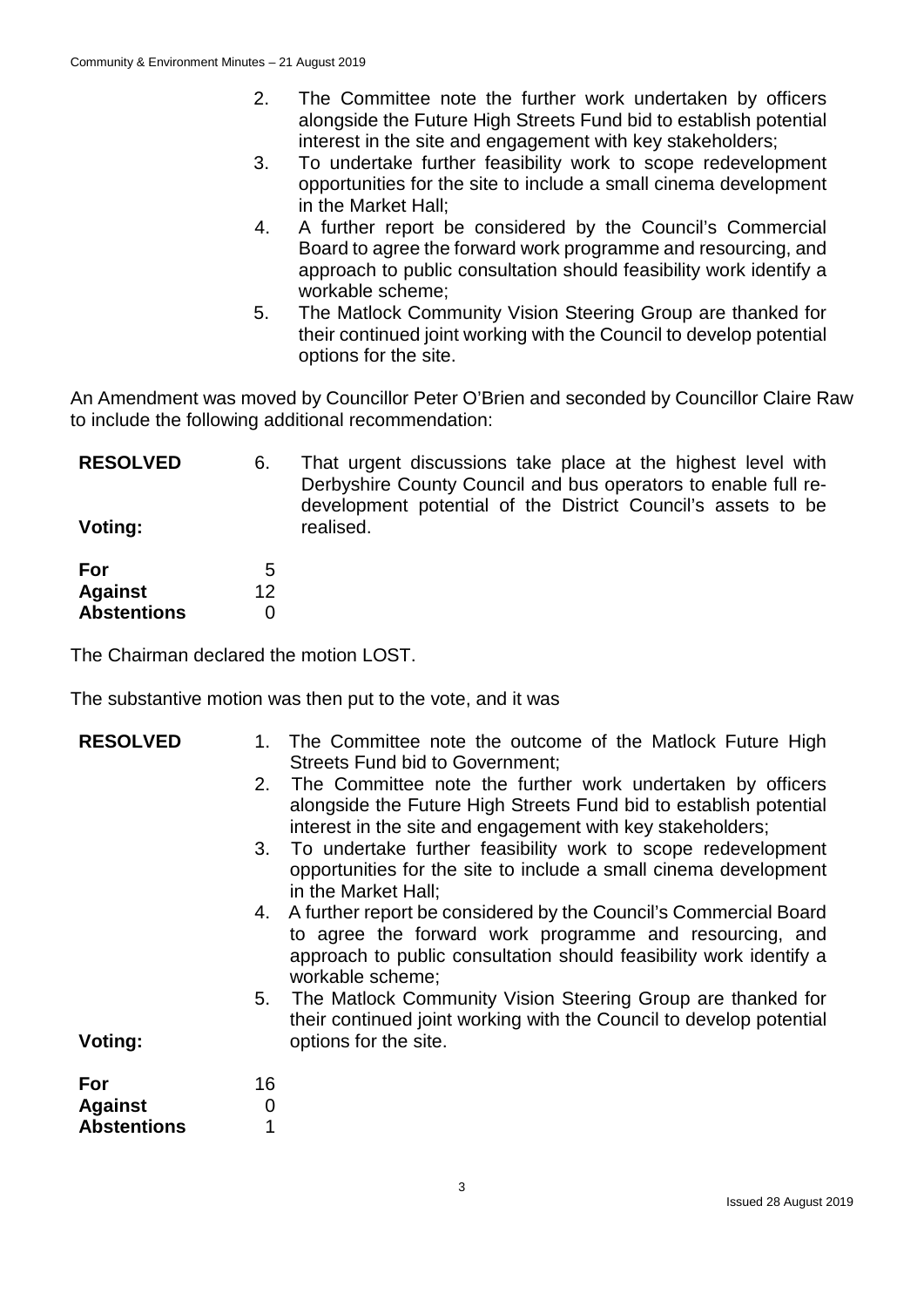2. The Committee note the further work undertaken by officers alongside the Future High Streets Fund bid to establish potential interest in the site and engagement with key stakeholders;
3. To undertake further feasibility work to scope redevelopment opportunities for the site to include a small cinema development in the Market Hall;
4. A further report be considered by the Council's Commercial Board to agree the forward work programme and resourcing, and approach to public consultation should feasibility work identify a workable scheme;
5. The Matlock Community Vision Steering Group are thanked for their continued joint working with the Council to develop potential options for the site.

An Amendment was moved by Councillor Peter O'Brien and seconded by Councillor Claire Raw to include the following additional recommendation:

**RESOLVED**

6. That urgent discussions take place at the highest level with Derbyshire County Council and bus operators to enable full re-development potential of the District Council's assets to be realised.

**Voting:**

| | |
|---|---|
| **For** | 5 |
| **Against** | 12 |
| **Abstentions** | 0 |

The Chairman declared the motion LOST.

The substantive motion was then put to the vote, and it was

**RESOLVED**

1. The Committee note the outcome of the Matlock Future High Streets Fund bid to Government;
2. The Committee note the further work undertaken by officers alongside the Future High Streets Fund bid to establish potential interest in the site and engagement with key stakeholders;
3. To undertake further feasibility work to scope redevelopment opportunities for the site to include a small cinema development in the Market Hall;
4. A further report be considered by the Council's Commercial Board to agree the forward work programme and resourcing, and approach to public consultation should feasibility work identify a workable scheme;
5. The Matlock Community Vision Steering Group are thanked for their continued joint working with the Council to develop potential options for the site.

**Voting:**

| | |
|---|---|
| **For** | 16 |
| **Against** | 0 |
| **Abstentions** | 1 |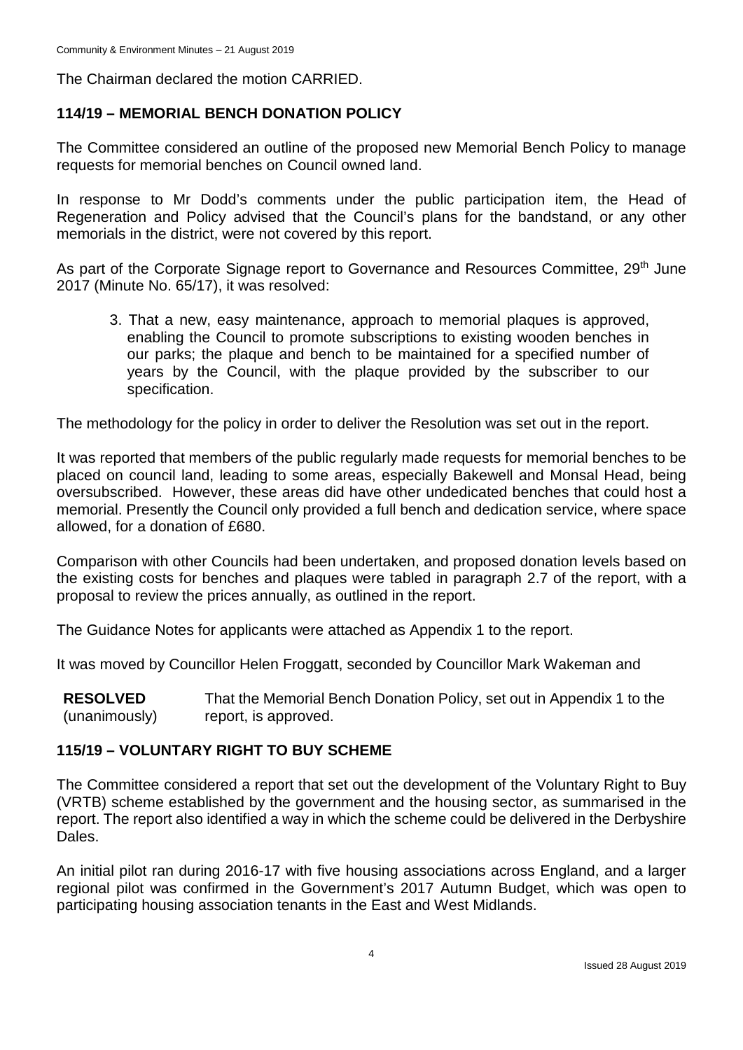The Chairman declared the motion CARRIED.

## 114/19 – MEMORIAL BENCH DONATION POLICY

The Committee considered an outline of the proposed new Memorial Bench Policy to manage requests for memorial benches on Council owned land.

In response to Mr Dodd's comments under the public participation item, the Head of Regeneration and Policy advised that the Council's plans for the bandstand, or any other memorials in the district, were not covered by this report.

As part of the Corporate Signage report to Governance and Resources Committee, 29th June 2017 (Minute No. 65/17), it was resolved:

> 3. That a new, easy maintenance, approach to memorial plaques is approved, enabling the Council to promote subscriptions to existing wooden benches in our parks; the plaque and bench to be maintained for a specified number of years by the Council, with the plaque provided by the subscriber to our specification.

The methodology for the policy in order to deliver the Resolution was set out in the report.

It was reported that members of the public regularly made requests for memorial benches to be placed on council land, leading to some areas, especially Bakewell and Monsal Head, being oversubscribed. However, these areas did have other undedicated benches that could host a memorial. Presently the Council only provided a full bench and dedication service, where space allowed, for a donation of £680.

Comparison with other Councils had been undertaken, and proposed donation levels based on the existing costs for benches and plaques were tabled in paragraph 2.7 of the report, with a proposal to review the prices annually, as outlined in the report.

The Guidance Notes for applicants were attached as Appendix 1 to the report.

It was moved by Councillor Helen Froggatt, seconded by Councillor Mark Wakeman and

**RESOLVED** (unanimously) That the Memorial Bench Donation Policy, set out in Appendix 1 to the report, is approved.

## 115/19 – VOLUNTARY RIGHT TO BUY SCHEME

The Committee considered a report that set out the development of the Voluntary Right to Buy (VRTB) scheme established by the government and the housing sector, as summarised in the report. The report also identified a way in which the scheme could be delivered in the Derbyshire Dales.

An initial pilot ran during 2016-17 with five housing associations across England, and a larger regional pilot was confirmed in the Government's 2017 Autumn Budget, which was open to participating housing association tenants in the East and West Midlands.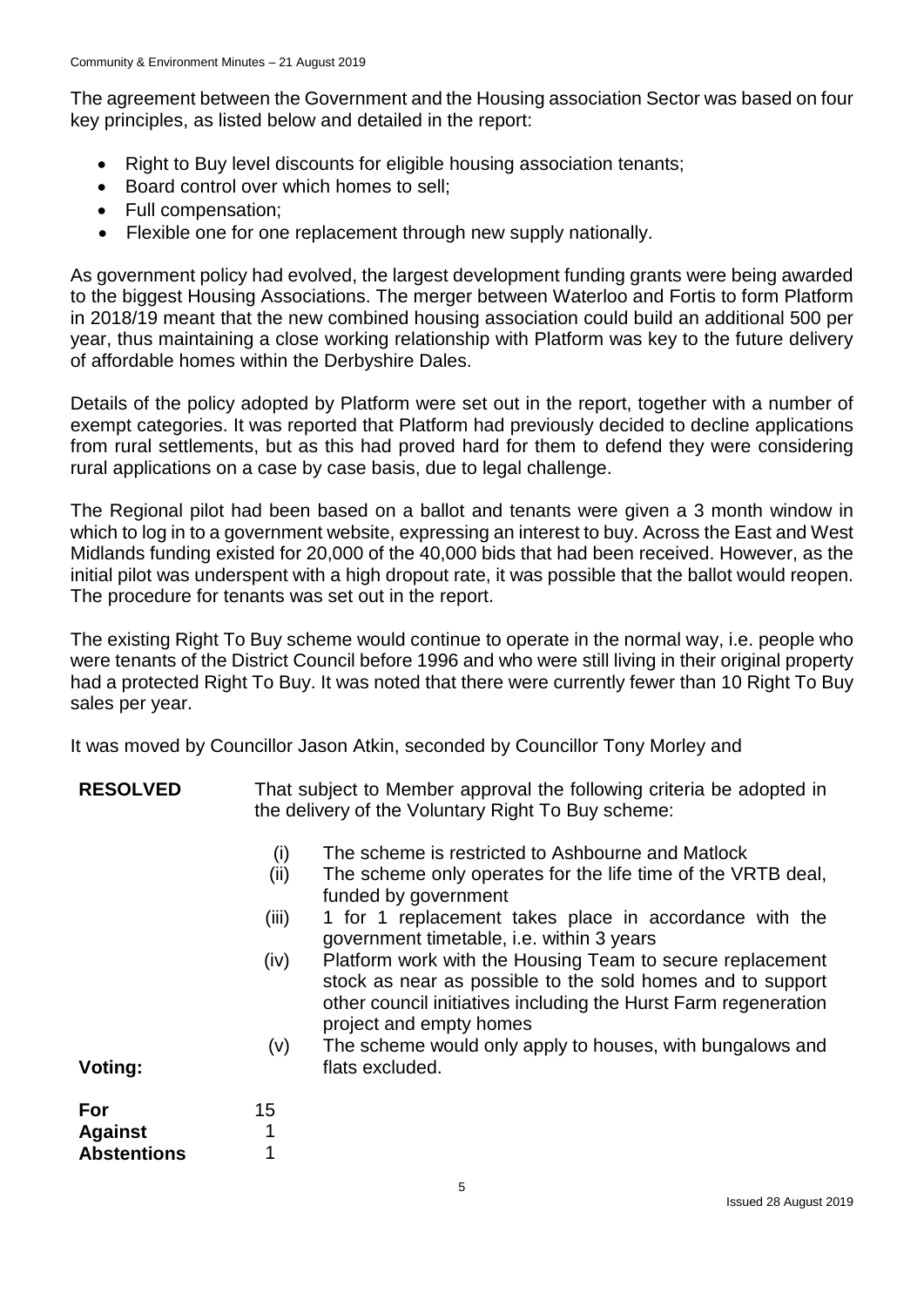The agreement between the Government and the Housing association Sector was based on four key principles, as listed below and detailed in the report:

- Right to Buy level discounts for eligible housing association tenants;
- Board control over which homes to sell;
- Full compensation;
- Flexible one for one replacement through new supply nationally.

As government policy had evolved, the largest development funding grants were being awarded to the biggest Housing Associations. The merger between Waterloo and Fortis to form Platform in 2018/19 meant that the new combined housing association could build an additional 500 per year, thus maintaining a close working relationship with Platform was key to the future delivery of affordable homes within the Derbyshire Dales.

Details of the policy adopted by Platform were set out in the report, together with a number of exempt categories. It was reported that Platform had previously decided to decline applications from rural settlements, but as this had proved hard for them to defend they were considering rural applications on a case by case basis, due to legal challenge.

The Regional pilot had been based on a ballot and tenants were given a 3 month window in which to log in to a government website, expressing an interest to buy. Across the East and West Midlands funding existed for 20,000 of the 40,000 bids that had been received. However, as the initial pilot was underspent with a high dropout rate, it was possible that the ballot would reopen. The procedure for tenants was set out in the report.

The existing Right To Buy scheme would continue to operate in the normal way, i.e. people who were tenants of the District Council before 1996 and who were still living in their original property had a protected Right To Buy. It was noted that there were currently fewer than 10 Right To Buy sales per year.

It was moved by Councillor Jason Atkin, seconded by Councillor Tony Morley and

**RESOLVED** That subject to Member approval the following criteria be adopted in the delivery of the Voluntary Right To Buy scheme:

(i) The scheme is restricted to Ashbourne and Matlock
(ii) The scheme only operates for the life time of the VRTB deal, funded by government
(iii) 1 for 1 replacement takes place in accordance with the government timetable, i.e. within 3 years
(iv) Platform work with the Housing Team to secure replacement stock as near as possible to the sold homes and to support other council initiatives including the Hurst Farm regeneration project and empty homes
(v) The scheme would only apply to houses, with bungalows and flats excluded.

**Voting:**

| | |
|---|---|
| **For** | 15 |
| **Against** | 1 |
| **Abstentions** | 1 |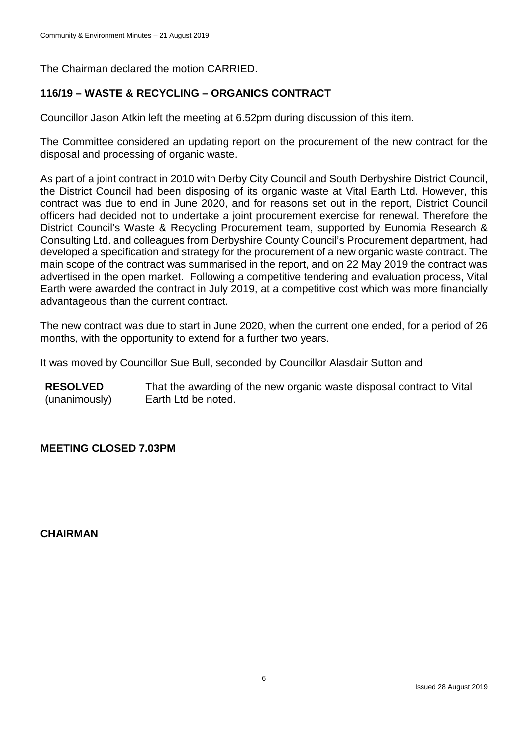The Chairman declared the motion CARRIED.

## 116/19 – WASTE & RECYCLING – ORGANICS CONTRACT

Councillor Jason Atkin left the meeting at 6.52pm during discussion of this item.

The Committee considered an updating report on the procurement of the new contract for the disposal and processing of organic waste.

As part of a joint contract in 2010 with Derby City Council and South Derbyshire District Council, the District Council had been disposing of its organic waste at Vital Earth Ltd. However, this contract was due to end in June 2020, and for reasons set out in the report, District Council officers had decided not to undertake a joint procurement exercise for renewal. Therefore the District Council's Waste & Recycling Procurement team, supported by Eunomia Research & Consulting Ltd. and colleagues from Derbyshire County Council's Procurement department, had developed a specification and strategy for the procurement of a new organic waste contract. The main scope of the contract was summarised in the report, and on 22 May 2019 the contract was advertised in the open market. Following a competitive tendering and evaluation process, Vital Earth were awarded the contract in July 2019, at a competitive cost which was more financially advantageous than the current contract.

The new contract was due to start in June 2020, when the current one ended, for a period of 26 months, with the opportunity to extend for a further two years.

It was moved by Councillor Sue Bull, seconded by Councillor Alasdair Sutton and

| | |
|---|---|
| **RESOLVED** (unanimously) | That the awarding of the new organic waste disposal contract to Vital Earth Ltd be noted. |

**MEETING CLOSED 7.03PM**

**CHAIRMAN**